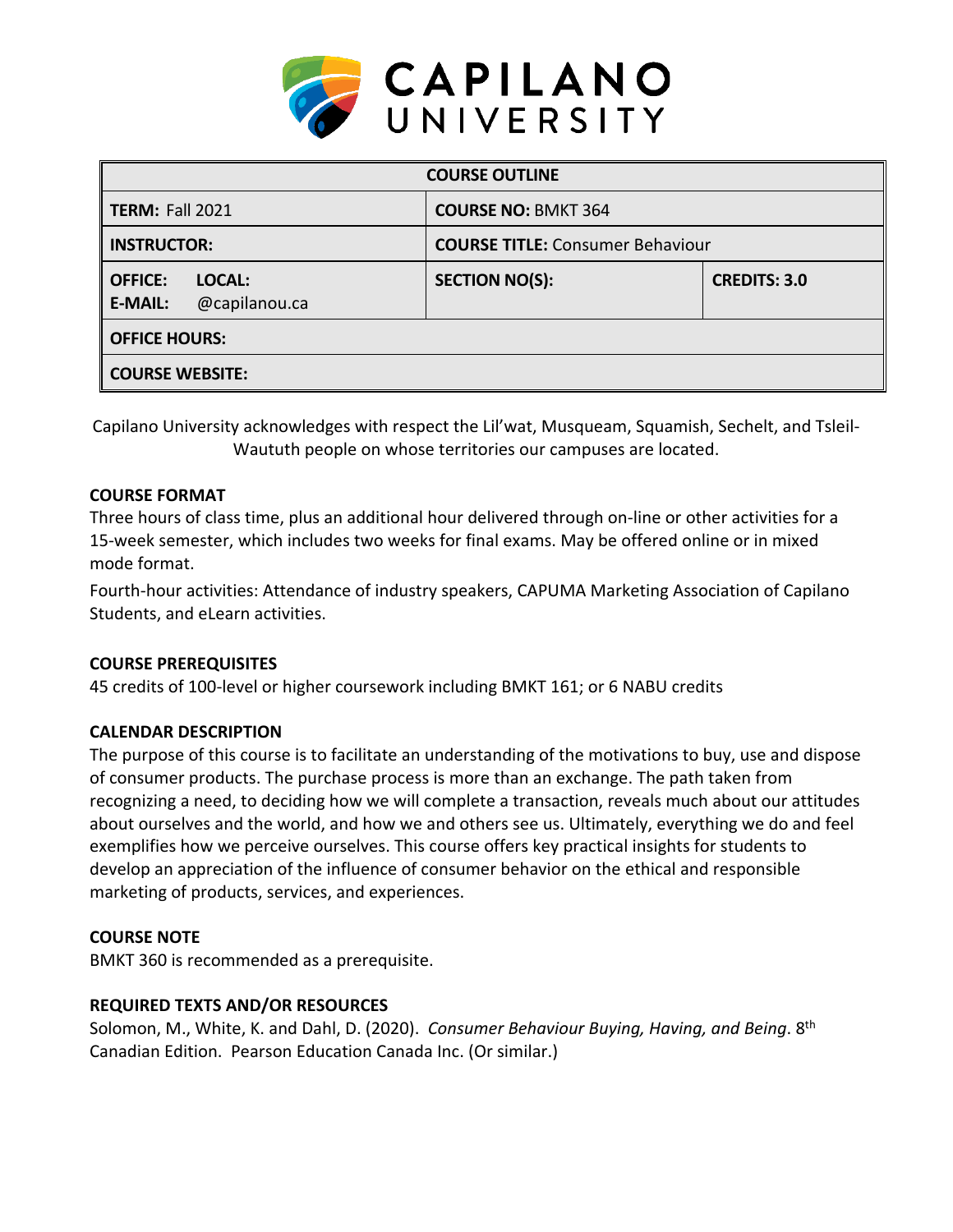# CAPILANO UNIVERSITY

| COURSE OUTLINE | | |
|---|---|---|
| **TERM:** Fall 2021 | **COURSE NO:** BMKT 364 | |
| **INSTRUCTOR:** | **COURSE TITLE:** Consumer Behaviour | |
| **OFFICE:** **LOCAL:** **E-MAIL:** @capilanou.ca | **SECTION NO(S):** | **CREDITS: 3.0** |
| **OFFICE HOURS:** | | |
| **COURSE WEBSITE:** | | |

Capilano University acknowledges with respect the Lil'wat, Musqueam, Squamish, Sechelt, and Tsleil-Waututh people on whose territories our campuses are located.

### COURSE FORMAT

Three hours of class time, plus an additional hour delivered through on-line or other activities for a 15-week semester, which includes two weeks for final exams. May be offered online or in mixed mode format.

Fourth-hour activities: Attendance of industry speakers, CAPUMA Marketing Association of Capilano Students, and eLearn activities.

### COURSE PREREQUISITES

45 credits of 100-level or higher coursework including BMKT 161; or 6 NABU credits

### CALENDAR DESCRIPTION

The purpose of this course is to facilitate an understanding of the motivations to buy, use and dispose of consumer products. The purchase process is more than an exchange. The path taken from recognizing a need, to deciding how we will complete a transaction, reveals much about our attitudes about ourselves and the world, and how we and others see us. Ultimately, everything we do and feel exemplifies how we perceive ourselves. This course offers key practical insights for students to develop an appreciation of the influence of consumer behavior on the ethical and responsible marketing of products, services, and experiences.

### COURSE NOTE

BMKT 360 is recommended as a prerequisite.

### REQUIRED TEXTS AND/OR RESOURCES

Solomon, M., White, K. and Dahl, D. (2020). *Consumer Behaviour Buying, Having, and Being*. 8th Canadian Edition. Pearson Education Canada Inc. (Or similar.)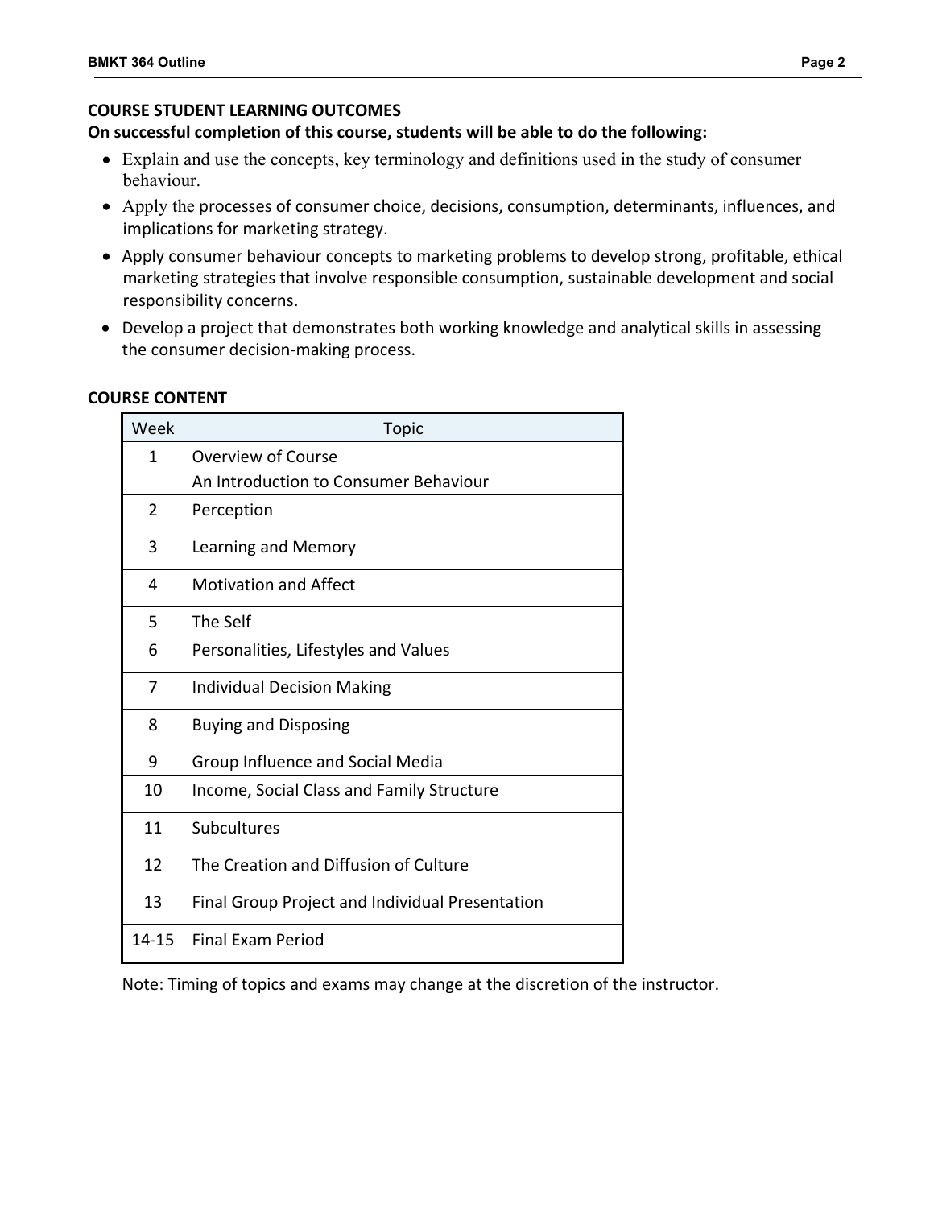## COURSE STUDENT LEARNING OUTCOMES

**On successful completion of this course, students will be able to do the following:**

- Explain and use the concepts, key terminology and definitions used in the study of consumer behaviour.
- Apply the processes of consumer choice, decisions, consumption, determinants, influences, and implications for marketing strategy.
- Apply consumer behaviour concepts to marketing problems to develop strong, profitable, ethical marketing strategies that involve responsible consumption, sustainable development and social responsibility concerns.
- Develop a project that demonstrates both working knowledge and analytical skills in assessing the consumer decision-making process.

## COURSE CONTENT

| Week | Topic |
|---|---|
| 1 | Overview of Course<br>An Introduction to Consumer Behaviour |
| 2 | Perception |
| 3 | Learning and Memory |
| 4 | Motivation and Affect |
| 5 | The Self |
| 6 | Personalities, Lifestyles and Values |
| 7 | Individual Decision Making |
| 8 | Buying and Disposing |
| 9 | Group Influence and Social Media |
| 10 | Income, Social Class and Family Structure |
| 11 | Subcultures |
| 12 | The Creation and Diffusion of Culture |
| 13 | Final Group Project and Individual Presentation |
| 14-15 | Final Exam Period |

Note: Timing of topics and exams may change at the discretion of the instructor.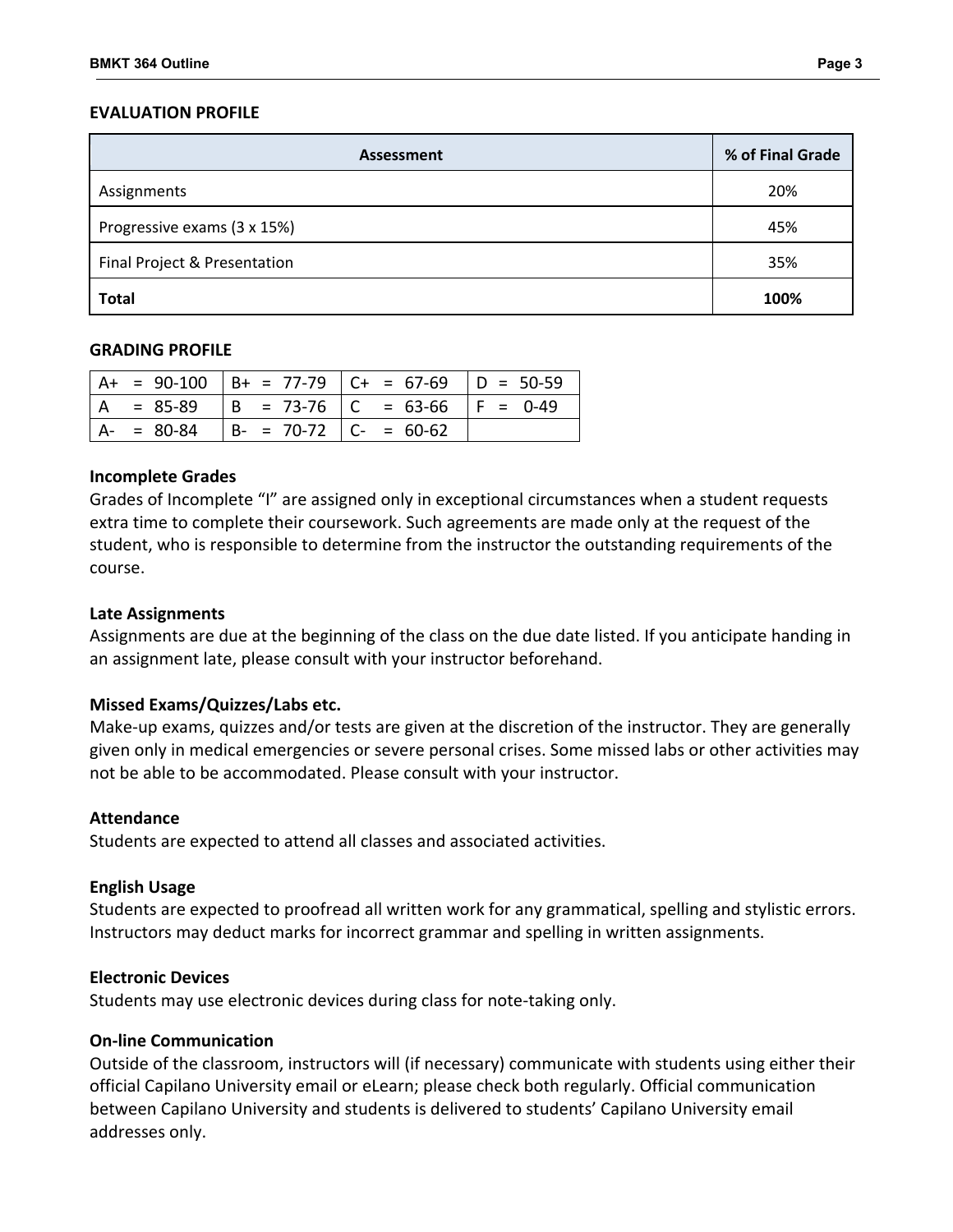## EVALUATION PROFILE

| Assessment | % of Final Grade |
|---|---|
| Assignments | 20% |
| Progressive exams (3 x 15%) | 45% |
| Final Project & Presentation | 35% |
| **Total** | **100%** |

## GRADING PROFILE

| | | | |
|---|---|---|---|
| A+ = 90-100 | B+ = 77-79 | C+ = 67-69 | D = 50-59 |
| A = 85-89 | B = 73-76 | C = 63-66 | F = 0-49 |
| A- = 80-84 | B- = 70-72 | C- = 60-62 | |

### Incomplete Grades

Grades of Incomplete "I" are assigned only in exceptional circumstances when a student requests extra time to complete their coursework. Such agreements are made only at the request of the student, who is responsible to determine from the instructor the outstanding requirements of the course.

### Late Assignments

Assignments are due at the beginning of the class on the due date listed. If you anticipate handing in an assignment late, please consult with your instructor beforehand.

### Missed Exams/Quizzes/Labs etc.

Make-up exams, quizzes and/or tests are given at the discretion of the instructor. They are generally given only in medical emergencies or severe personal crises. Some missed labs or other activities may not be able to be accommodated. Please consult with your instructor.

### Attendance

Students are expected to attend all classes and associated activities.

### English Usage

Students are expected to proofread all written work for any grammatical, spelling and stylistic errors. Instructors may deduct marks for incorrect grammar and spelling in written assignments.

### Electronic Devices

Students may use electronic devices during class for note-taking only.

### On-line Communication

Outside of the classroom, instructors will (if necessary) communicate with students using either their official Capilano University email or eLearn; please check both regularly. Official communication between Capilano University and students is delivered to students' Capilano University email addresses only.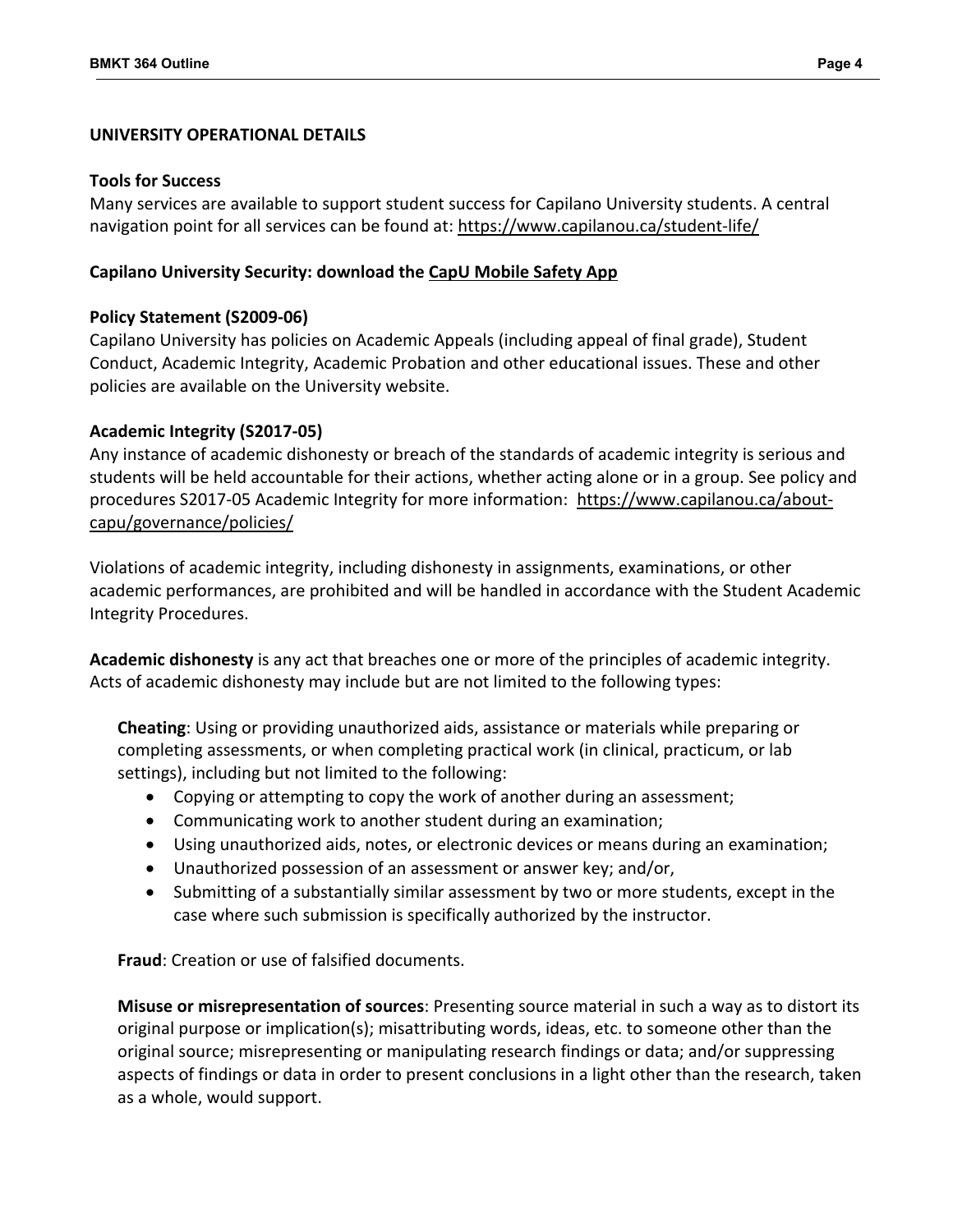## UNIVERSITY OPERATIONAL DETAILS

### Tools for Success

Many services are available to support student success for Capilano University students. A central navigation point for all services can be found at: https://www.capilanou.ca/student-life/

### Capilano University Security: download the CapU Mobile Safety App

### Policy Statement (S2009-06)

Capilano University has policies on Academic Appeals (including appeal of final grade), Student Conduct, Academic Integrity, Academic Probation and other educational issues. These and other policies are available on the University website.

### Academic Integrity (S2017-05)

Any instance of academic dishonesty or breach of the standards of academic integrity is serious and students will be held accountable for their actions, whether acting alone or in a group. See policy and procedures S2017-05 Academic Integrity for more information: https://www.capilanou.ca/about-capu/governance/policies/

Violations of academic integrity, including dishonesty in assignments, examinations, or other academic performances, are prohibited and will be handled in accordance with the Student Academic Integrity Procedures.

**Academic dishonesty** is any act that breaches one or more of the principles of academic integrity. Acts of academic dishonesty may include but are not limited to the following types:

**Cheating**: Using or providing unauthorized aids, assistance or materials while preparing or completing assessments, or when completing practical work (in clinical, practicum, or lab settings), including but not limited to the following:

- Copying or attempting to copy the work of another during an assessment;
- Communicating work to another student during an examination;
- Using unauthorized aids, notes, or electronic devices or means during an examination;
- Unauthorized possession of an assessment or answer key; and/or,
- Submitting of a substantially similar assessment by two or more students, except in the case where such submission is specifically authorized by the instructor.

**Fraud**: Creation or use of falsified documents.

**Misuse or misrepresentation of sources**: Presenting source material in such a way as to distort its original purpose or implication(s); misattributing words, ideas, etc. to someone other than the original source; misrepresenting or manipulating research findings or data; and/or suppressing aspects of findings or data in order to present conclusions in a light other than the research, taken as a whole, would support.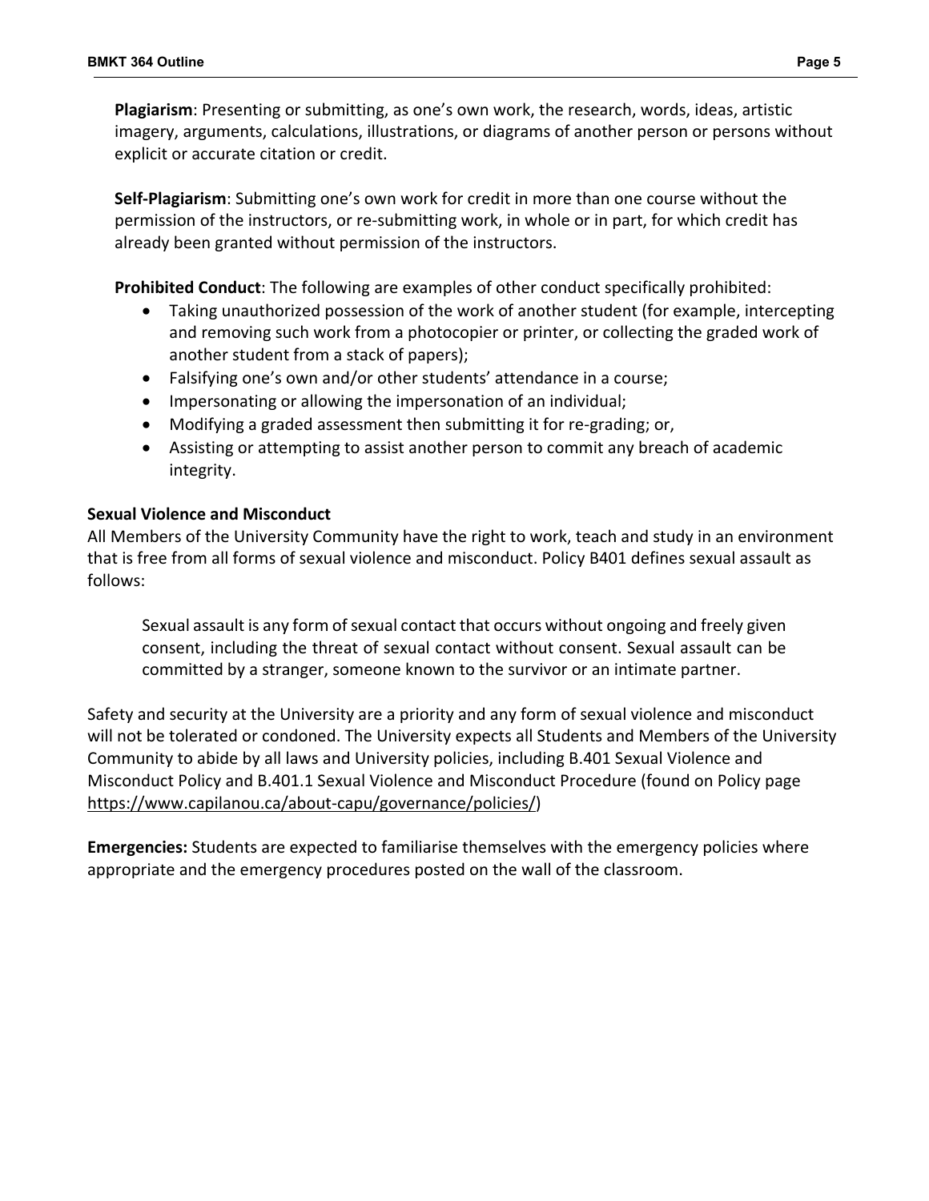**Plagiarism**: Presenting or submitting, as one's own work, the research, words, ideas, artistic imagery, arguments, calculations, illustrations, or diagrams of another person or persons without explicit or accurate citation or credit.

**Self-Plagiarism**: Submitting one's own work for credit in more than one course without the permission of the instructors, or re-submitting work, in whole or in part, for which credit has already been granted without permission of the instructors.

**Prohibited Conduct**: The following are examples of other conduct specifically prohibited:

- Taking unauthorized possession of the work of another student (for example, intercepting and removing such work from a photocopier or printer, or collecting the graded work of another student from a stack of papers);
- Falsifying one's own and/or other students' attendance in a course;
- Impersonating or allowing the impersonation of an individual;
- Modifying a graded assessment then submitting it for re-grading; or,
- Assisting or attempting to assist another person to commit any breach of academic integrity.

**Sexual Violence and Misconduct**

All Members of the University Community have the right to work, teach and study in an environment that is free from all forms of sexual violence and misconduct. Policy B401 defines sexual assault as follows:

> Sexual assault is any form of sexual contact that occurs without ongoing and freely given consent, including the threat of sexual contact without consent. Sexual assault can be committed by a stranger, someone known to the survivor or an intimate partner.

Safety and security at the University are a priority and any form of sexual violence and misconduct will not be tolerated or condoned. The University expects all Students and Members of the University Community to abide by all laws and University policies, including B.401 Sexual Violence and Misconduct Policy and B.401.1 Sexual Violence and Misconduct Procedure (found on Policy page https://www.capilanou.ca/about-capu/governance/policies/)

**Emergencies:** Students are expected to familiarise themselves with the emergency policies where appropriate and the emergency procedures posted on the wall of the classroom.